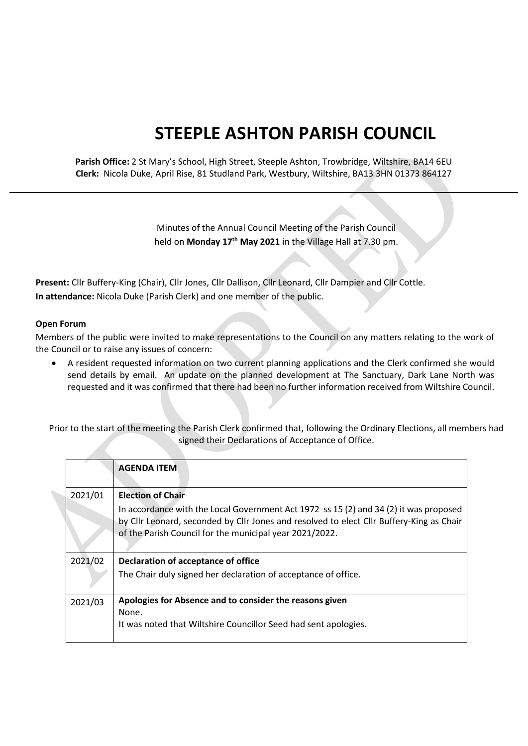# STEEPLE ASHTON PARISH COUNCIL

**Parish Office:** 2 St Mary's School, High Street, Steeple Ashton, Trowbridge, Wiltshire, BA14 6EU
**Clerk:** Nicola Duke, April Rise, 81 Studland Park, Westbury, Wiltshire, BA13 3HN 01373 864127

Minutes of the Annual Council Meeting of the Parish Council held on **Monday 17th May 2021** in the Village Hall at 7.30 pm.

**Present:** Cllr Buffery-King (Chair), Cllr Jones, Cllr Dallison, Cllr Leonard, Cllr Dampier and Cllr Cottle.
**In attendance:** Nicola Duke (Parish Clerk) and one member of the public.

**Open Forum**

Members of the public were invited to make representations to the Council on any matters relating to the work of the Council or to raise any issues of concern:

- A resident requested information on two current planning applications and the Clerk confirmed she would send details by email. An update on the planned development at The Sanctuary, Dark Lane North was requested and it was confirmed that there had been no further information received from Wiltshire Council.

Prior to the start of the meeting the Parish Clerk confirmed that, following the Ordinary Elections, all members had signed their Declarations of Acceptance of Office.

| | **AGENDA ITEM** |
|---|---|
| 2021/01 | **Election of Chair**<br>In accordance with the Local Government Act 1972 ss 15 (2) and 34 (2) it was proposed by Cllr Leonard, seconded by Cllr Jones and resolved to elect Cllr Buffery-King as Chair of the Parish Council for the municipal year 2021/2022. |
| 2021/02 | **Declaration of acceptance of office**<br>The Chair duly signed her declaration of acceptance of office. |
| 2021/03 | **Apologies for Absence and to consider the reasons given**<br>None.<br>It was noted that Wiltshire Councillor Seed had sent apologies. |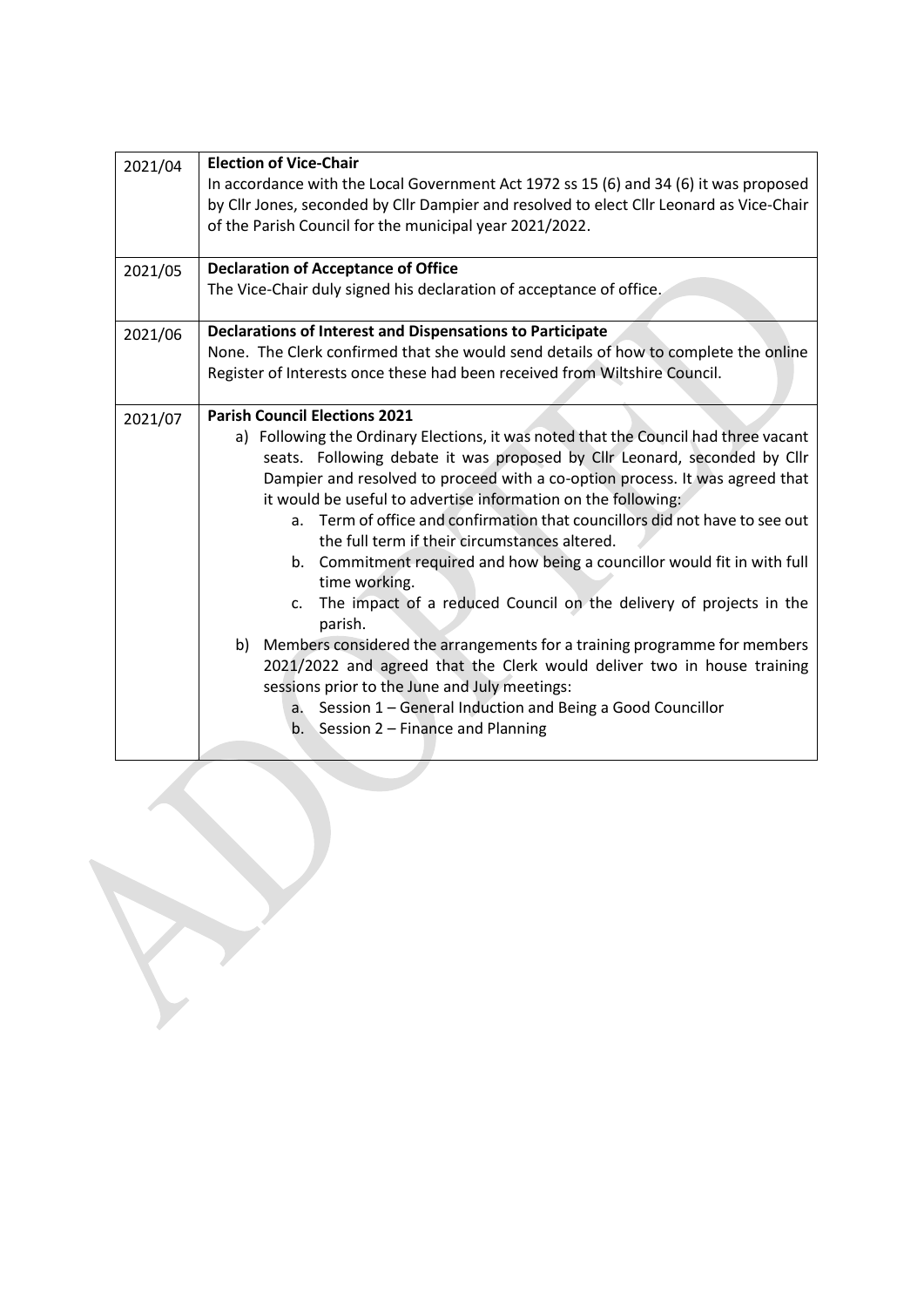| | |
|---|---|
| 2021/04 | **Election of Vice-Chair**<br>In accordance with the Local Government Act 1972 ss 15 (6) and 34 (6) it was proposed by Cllr Jones, seconded by Cllr Dampier and resolved to elect Cllr Leonard as Vice-Chair of the Parish Council for the municipal year 2021/2022. |
| 2021/05 | **Declaration of Acceptance of Office**<br>The Vice-Chair duly signed his declaration of acceptance of office. |
| 2021/06 | **Declarations of Interest and Dispensations to Participate**<br>None. The Clerk confirmed that she would send details of how to complete the online Register of Interests once these had been received from Wiltshire Council. |
| 2021/07 | **Parish Council Elections 2021**<br>a) Following the Ordinary Elections, it was noted that the Council had three vacant seats. Following debate it was proposed by Cllr Leonard, seconded by Cllr Dampier and resolved to proceed with a co-option process. It was agreed that it would be useful to advertise information on the following:<br>&nbsp;&nbsp;&nbsp;&nbsp;a. Term of office and confirmation that councillors did not have to see out the full term if their circumstances altered.<br>&nbsp;&nbsp;&nbsp;&nbsp;b. Commitment required and how being a councillor would fit in with full time working.<br>&nbsp;&nbsp;&nbsp;&nbsp;c. The impact of a reduced Council on the delivery of projects in the parish.<br>b) Members considered the arrangements for a training programme for members 2021/2022 and agreed that the Clerk would deliver two in house training sessions prior to the June and July meetings:<br>&nbsp;&nbsp;&nbsp;&nbsp;a. Session 1 – General Induction and Being a Good Councillor<br>&nbsp;&nbsp;&nbsp;&nbsp;b. Session 2 – Finance and Planning |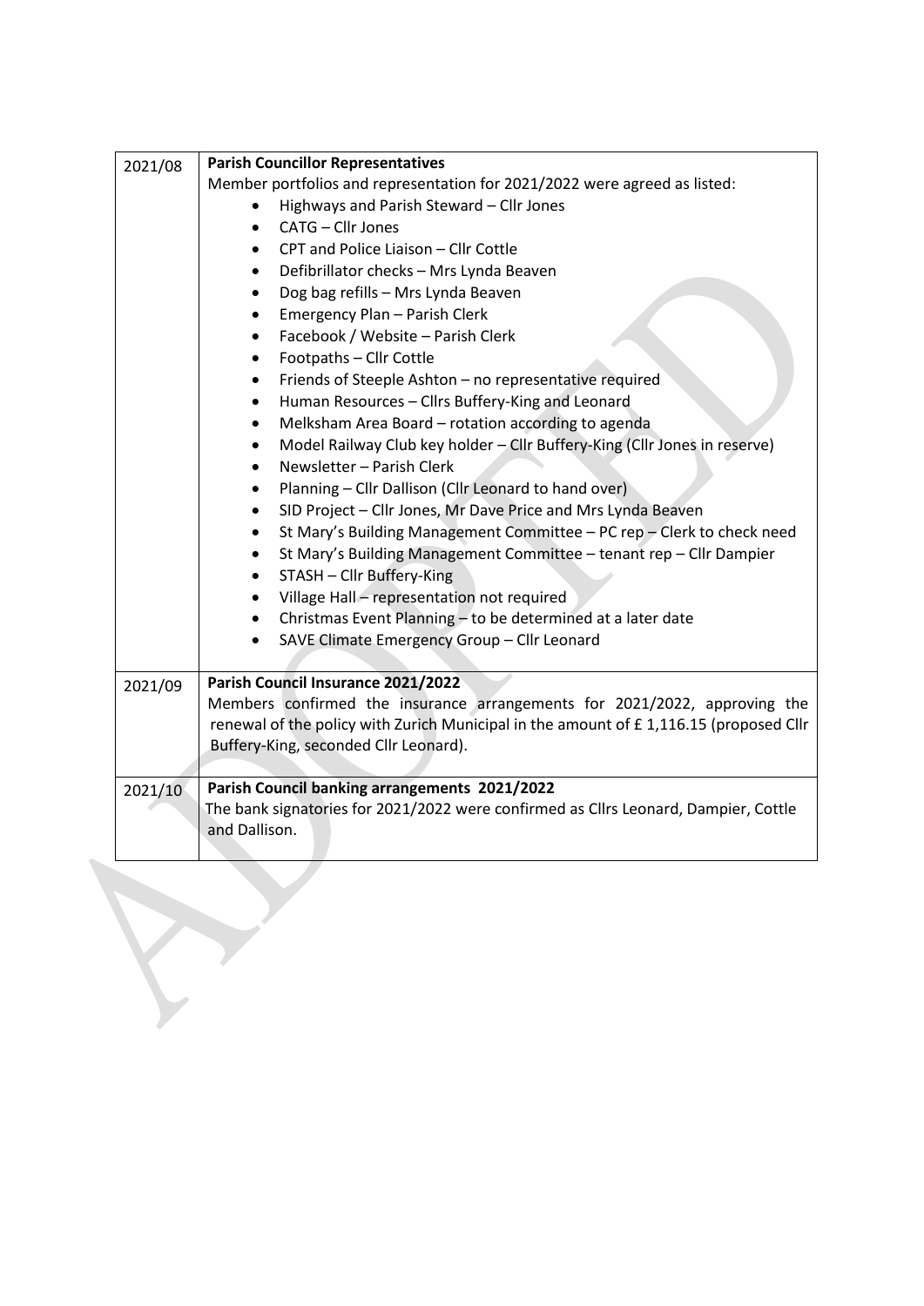| | |
|---|---|
| 2021/08 | **Parish Councillor Representatives**<br>Member portfolios and representation for 2021/2022 were agreed as listed:<br>• Highways and Parish Steward – Cllr Jones<br>• CATG – Cllr Jones<br>• CPT and Police Liaison – Cllr Cottle<br>• Defibrillator checks – Mrs Lynda Beaven<br>• Dog bag refills – Mrs Lynda Beaven<br>• Emergency Plan – Parish Clerk<br>• Facebook / Website – Parish Clerk<br>• Footpaths – Cllr Cottle<br>• Friends of Steeple Ashton – no representative required<br>• Human Resources – Cllrs Buffery-King and Leonard<br>• Melksham Area Board – rotation according to agenda<br>• Model Railway Club key holder – Cllr Buffery-King (Cllr Jones in reserve)<br>• Newsletter – Parish Clerk<br>• Planning – Cllr Dallison (Cllr Leonard to hand over)<br>• SID Project – Cllr Jones, Mr Dave Price and Mrs Lynda Beaven<br>• St Mary's Building Management Committee – PC rep – Clerk to check need<br>• St Mary's Building Management Committee – tenant rep – Cllr Dampier<br>• STASH – Cllr Buffery-King<br>• Village Hall – representation not required<br>• Christmas Event Planning – to be determined at a later date<br>• SAVE Climate Emergency Group – Cllr Leonard |
| 2021/09 | **Parish Council Insurance 2021/2022**<br>Members confirmed the insurance arrangements for 2021/2022, approving the renewal of the policy with Zurich Municipal in the amount of £ 1,116.15 (proposed Cllr Buffery-King, seconded Cllr Leonard). |
| 2021/10 | **Parish Council banking arrangements 2021/2022**<br>The bank signatories for 2021/2022 were confirmed as Cllrs Leonard, Dampier, Cottle and Dallison. |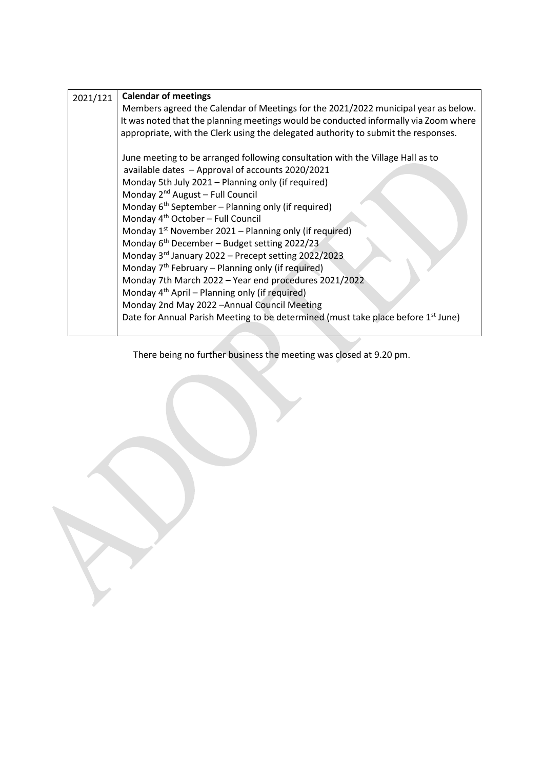| | |
|---|---|
| 2021/121 | **Calendar of meetings**<br>Members agreed the Calendar of Meetings for the 2021/2022 municipal year as below. It was noted that the planning meetings would be conducted informally via Zoom where appropriate, with the Clerk using the delegated authority to submit the responses.<br><br>June meeting to be arranged following consultation with the Village Hall as to available dates – Approval of accounts 2020/2021<br>Monday 5th July 2021 – Planning only (if required)<br>Monday 2nd August – Full Council<br>Monday 6th September – Planning only (if required)<br>Monday 4th October – Full Council<br>Monday 1st November 2021 – Planning only (if required)<br>Monday 6th December – Budget setting 2022/23<br>Monday 3rd January 2022 – Precept setting 2022/2023<br>Monday 7th February – Planning only (if required)<br>Monday 7th March 2022 – Year end procedures 2021/2022<br>Monday 4th April – Planning only (if required)<br>Monday 2nd May 2022 –Annual Council Meeting<br>Date for Annual Parish Meeting to be determined (must take place before 1st June) |

There being no further business the meeting was closed at 9.20 pm.